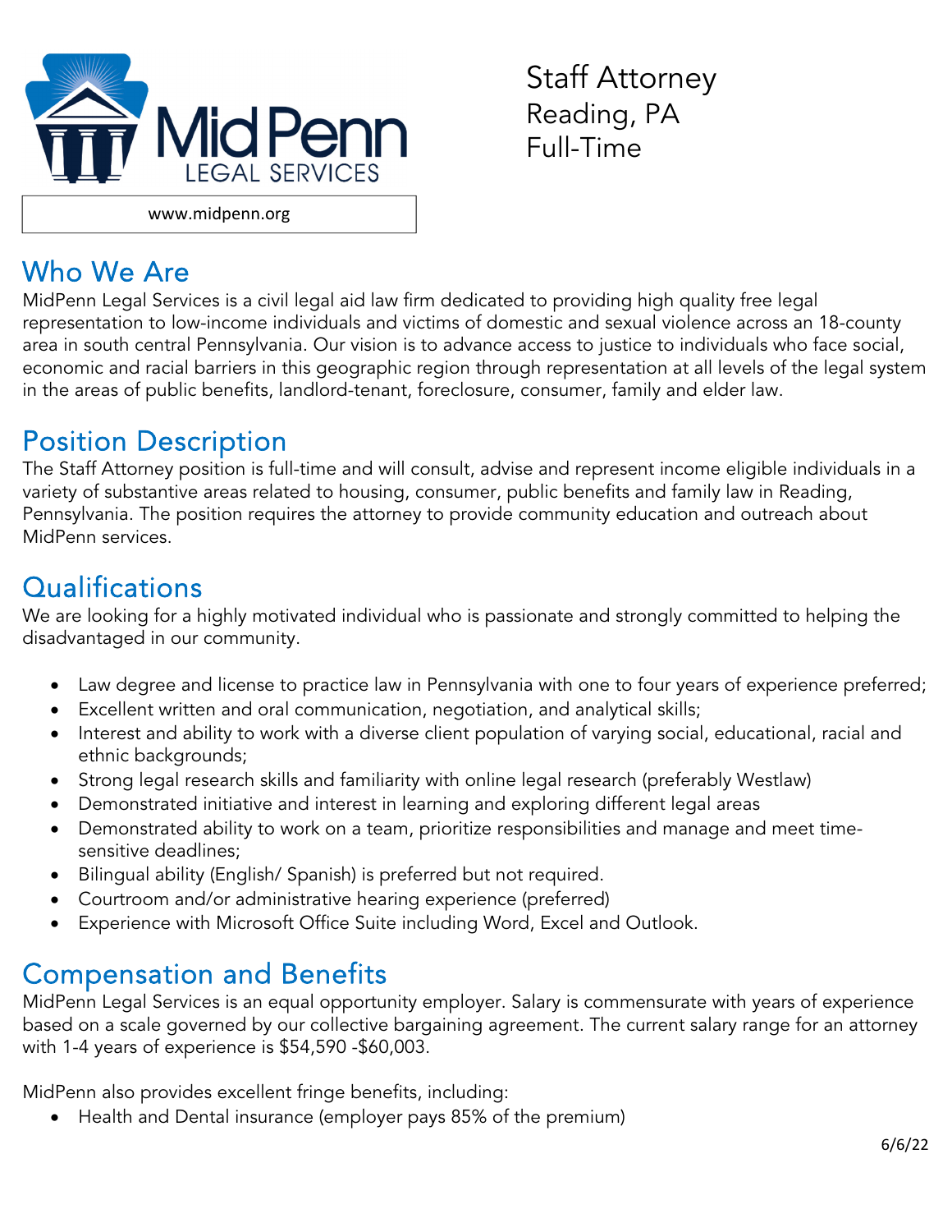MidPenn LEGAL SERVICES

www.midpenn.org

Staff Attorney
Reading, PA
Full-Time

## Who We Are

MidPenn Legal Services is a civil legal aid law firm dedicated to providing high quality free legal representation to low-income individuals and victims of domestic and sexual violence across an 18-county area in south central Pennsylvania. Our vision is to advance access to justice to individuals who face social, economic and racial barriers in this geographic region through representation at all levels of the legal system in the areas of public benefits, landlord-tenant, foreclosure, consumer, family and elder law.

## Position Description

The Staff Attorney position is full-time and will consult, advise and represent income eligible individuals in a variety of substantive areas related to housing, consumer, public benefits and family law in Reading, Pennsylvania. The position requires the attorney to provide community education and outreach about MidPenn services.

## Qualifications

We are looking for a highly motivated individual who is passionate and strongly committed to helping the disadvantaged in our community.

- Law degree and license to practice law in Pennsylvania with one to four years of experience preferred;
- Excellent written and oral communication, negotiation, and analytical skills;
- Interest and ability to work with a diverse client population of varying social, educational, racial and ethnic backgrounds;
- Strong legal research skills and familiarity with online legal research (preferably Westlaw)
- Demonstrated initiative and interest in learning and exploring different legal areas
- Demonstrated ability to work on a team, prioritize responsibilities and manage and meet time-sensitive deadlines;
- Bilingual ability (English/ Spanish) is preferred but not required.
- Courtroom and/or administrative hearing experience (preferred)
- Experience with Microsoft Office Suite including Word, Excel and Outlook.

## Compensation and Benefits

MidPenn Legal Services is an equal opportunity employer. Salary is commensurate with years of experience based on a scale governed by our collective bargaining agreement. The current salary range for an attorney with 1-4 years of experience is $54,590 -$60,003.

MidPenn also provides excellent fringe benefits, including:

- Health and Dental insurance (employer pays 85% of the premium)

6/6/22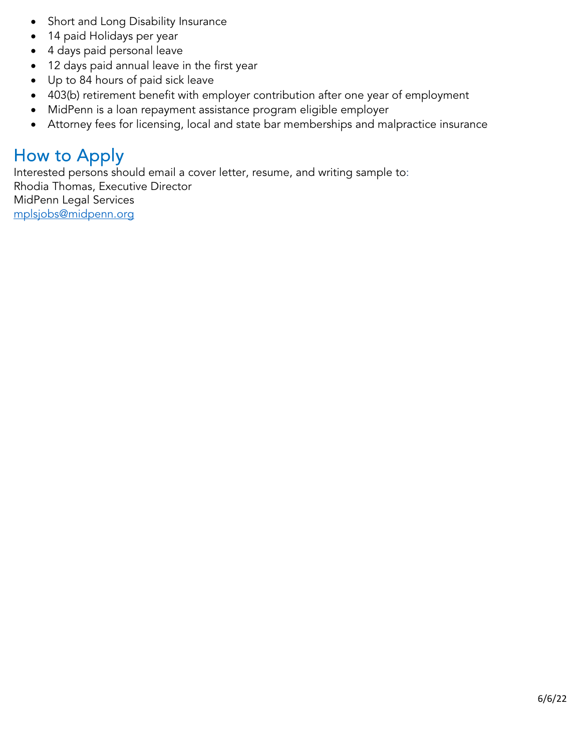- Short and Long Disability Insurance
- 14 paid Holidays per year
- 4 days paid personal leave
- 12 days paid annual leave in the first year
- Up to 84 hours of paid sick leave
- 403(b) retirement benefit with employer contribution after one year of employment
- MidPenn is a loan repayment assistance program eligible employer
- Attorney fees for licensing, local and state bar memberships and malpractice insurance

## How to Apply

Interested persons should email a cover letter, resume, and writing sample to:
Rhodia Thomas, Executive Director
MidPenn Legal Services
mplsjobs@midpenn.org

6/6/22